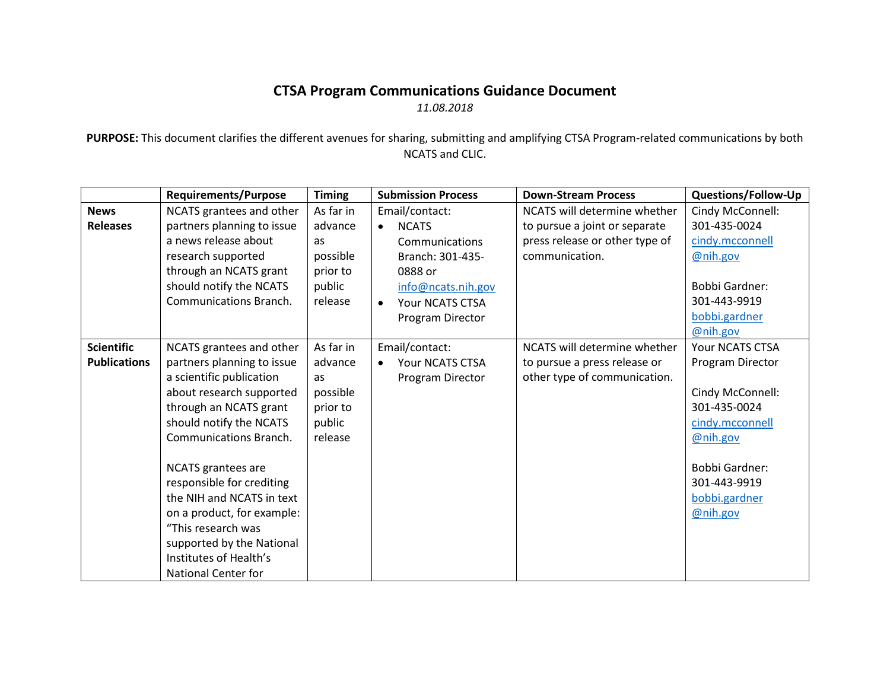# CTSA Program Communications Guidance Document

*11.08.2018*

**PURPOSE:** This document clarifies the different avenues for sharing, submitting and amplifying CTSA Program-related communications by both NCATS and CLIC.

| | Requirements/Purpose | Timing | Submission Process | Down-Stream Process | Questions/Follow-Up |
|---|---|---|---|---|---|
| **News Releases** | NCATS grantees and other partners planning to issue a news release about research supported through an NCATS grant should notify the NCATS Communications Branch. | As far in advance as possible prior to public release | Email/contact:<br>• NCATS Communications Branch: 301-435-0888 or info@ncats.nih.gov<br>• Your NCATS CTSA Program Director | NCATS will determine whether to pursue a joint or separate press release or other type of communication. | Cindy McConnell: 301-435-0024 cindy.mcconnell@nih.gov<br><br>Bobbi Gardner: 301-443-9919 bobbi.gardner@nih.gov |
| **Scientific Publications** | NCATS grantees and other partners planning to issue a scientific publication about research supported through an NCATS grant should notify the NCATS Communications Branch.<br><br>NCATS grantees are responsible for crediting the NIH and NCATS in text on a product, for example: "This research was supported by the National Institutes of Health's National Center for | As far in advance as possible prior to public release | Email/contact:<br>• Your NCATS CTSA Program Director | NCATS will determine whether to pursue a press release or other type of communication. | Your NCATS CTSA Program Director<br><br>Cindy McConnell: 301-435-0024 cindy.mcconnell@nih.gov<br><br>Bobbi Gardner: 301-443-9919 bobbi.gardner@nih.gov |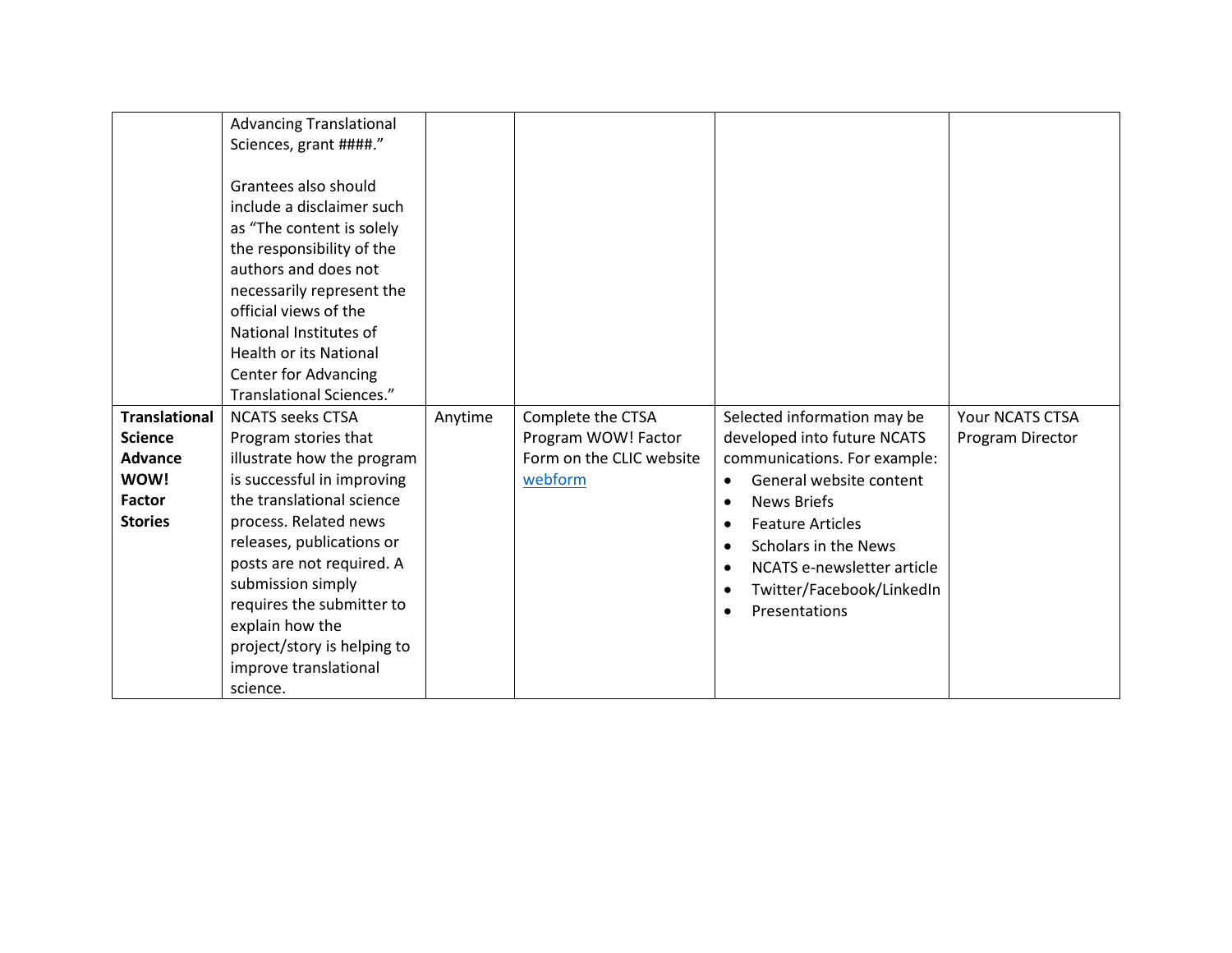| | | | | | |
|---|---|---|---|---|---|
| | Advancing Translational Sciences, grant ####."<br><br>Grantees also should include a disclaimer such as "The content is solely the responsibility of the authors and does not necessarily represent the official views of the National Institutes of Health or its National Center for Advancing Translational Sciences." | | | | |
| **Translational Science Advance WOW! Factor Stories** | NCATS seeks CTSA Program stories that illustrate how the program is successful in improving the translational science process. Related news releases, publications or posts are not required. A submission simply requires the submitter to explain how the project/story is helping to improve translational science. | Anytime | Complete the CTSA Program WOW! Factor Form on the CLIC website webform | Selected information may be developed into future NCATS communications. For example:<br>• General website content<br>• News Briefs<br>• Feature Articles<br>• Scholars in the News<br>• NCATS e-newsletter article<br>• Twitter/Facebook/LinkedIn<br>• Presentations | Your NCATS CTSA Program Director |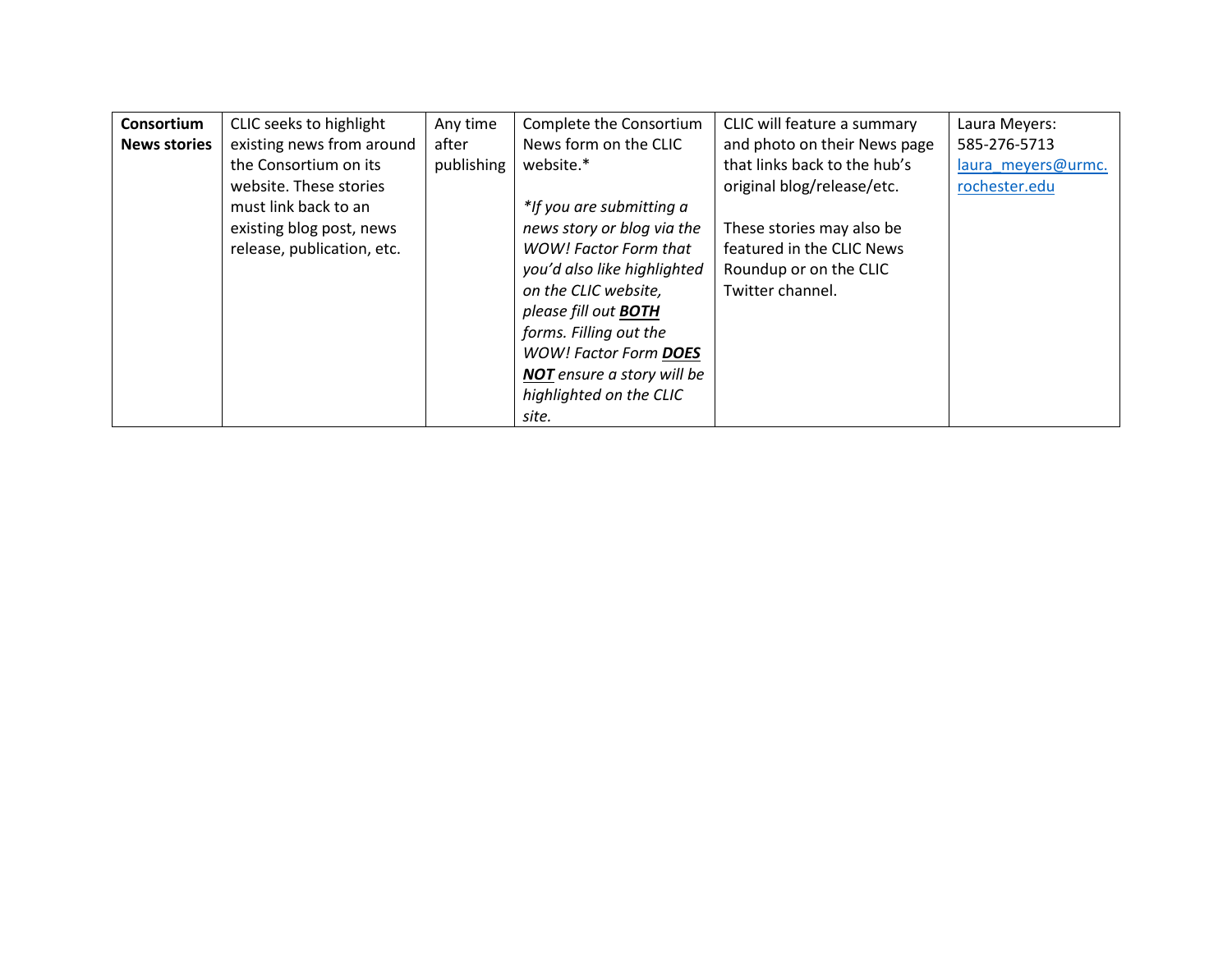| | | | | | |
|---|---|---|---|---|---|
| **Consortium News stories** | CLIC seeks to highlight existing news from around the Consortium on its website. These stories must link back to an existing blog post, news release, publication, etc. | Any time after publishing | Complete the Consortium News form on the CLIC website.*<br><br>*\*If you are submitting a news story or blog via the WOW! Factor Form that you'd also like highlighted on the CLIC website, please fill out **BOTH** forms. Filling out the WOW! Factor Form **DOES NOT** ensure a story will be highlighted on the CLIC site.* | CLIC will feature a summary and photo on their News page that links back to the hub's original blog/release/etc.<br><br>These stories may also be featured in the CLIC News Roundup or on the CLIC Twitter channel. | Laura Meyers: 585-276-5713 laura_meyers@urmc.rochester.edu |